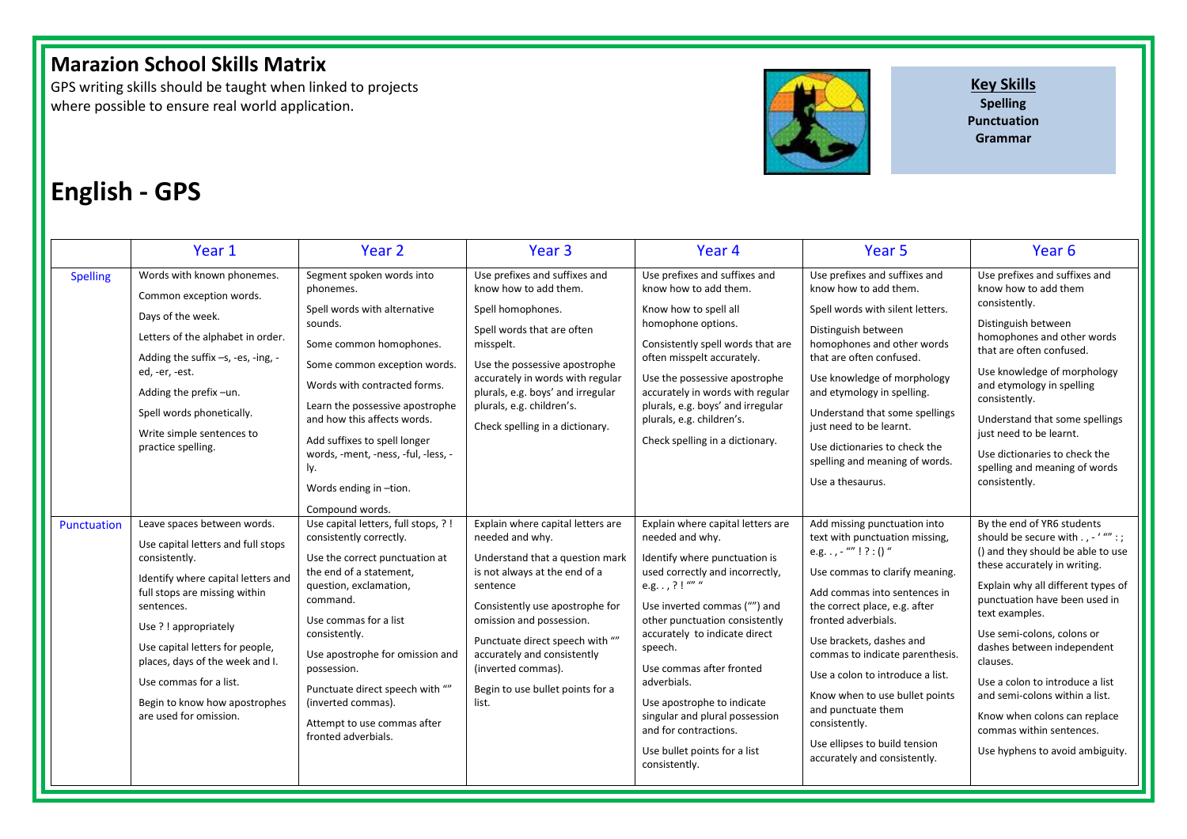# Marazion School Skills Matrix

GPS writing skills should be taught when linked to projects where possible to ensure real world application.

**Key Skills**
**Spelling**
**Punctuation**
**Grammar**

# English - GPS

| | Year 1 | Year 2 | Year 3 | Year 4 | Year 5 | Year 6 |
|---|---|---|---|---|---|---|
| Spelling | Words with known phonemes.<br>Common exception words.<br>Days of the week.<br>Letters of the alphabet in order.<br>Adding the suffix –s, -es, -ing, -ed, -er, -est.<br>Adding the prefix –un.<br>Spell words phonetically.<br>Write simple sentences to practice spelling. | Segment spoken words into phonemes.<br>Spell words with alternative sounds.<br>Some common homophones.<br>Some common exception words.<br>Words with contracted forms.<br>Learn the possessive apostrophe and how this affects words.<br>Add suffixes to spell longer words, -ment, -ness, -ful, -less, -ly.<br>Words ending in –tion.<br>Compound words. | Use prefixes and suffixes and know how to add them.<br>Spell homophones.<br>Spell words that are often misspelt.<br>Use the possessive apostrophe accurately in words with regular plurals, e.g. boys' and irregular plurals, e.g. children's.<br>Check spelling in a dictionary. | Use prefixes and suffixes and know how to add them.<br>Know how to spell all homophone options.<br>Consistently spell words that are often misspelt accurately.<br>Use the possessive apostrophe accurately in words with regular plurals, e.g. boys' and irregular plurals, e.g. children's.<br>Check spelling in a dictionary. | Use prefixes and suffixes and know how to add them.<br>Spell words with silent letters.<br>Distinguish between homophones and other words that are often confused.<br>Use knowledge of morphology and etymology in spelling.<br>Understand that some spellings just need to be learnt.<br>Use dictionaries to check the spelling and meaning of words.<br>Use a thesaurus. | Use prefixes and suffixes and know how to add them consistently.<br>Distinguish between homophones and other words that are often confused.<br>Use knowledge of morphology and etymology in spelling consistently.<br>Understand that some spellings just need to be learnt.<br>Use dictionaries to check the spelling and meaning of words consistently. |
| Punctuation | Leave spaces between words.<br>Use capital letters and full stops consistently.<br>Identify where capital letters and full stops are missing within sentences.<br>Use ? ! appropriately<br>Use capital letters for people, places, days of the week and I.<br>Use commas for a list.<br>Begin to know how apostrophes are used for omission. | Use capital letters, full stops, ? ! consistently correctly.<br>Use the correct punctuation at the end of a statement, question, exclamation, command.<br>Use commas for a list consistently.<br>Use apostrophe for omission and possession.<br>Punctuate direct speech with "" (inverted commas).<br>Attempt to use commas after fronted adverbials. | Explain where capital letters are needed and why.<br>Understand that a question mark is not always at the end of a sentence<br>Consistently use apostrophe for omission and possession.<br>Punctuate direct speech with "" accurately and consistently (inverted commas).<br>Begin to use bullet points for a list. | Explain where capital letters are needed and why.<br>Identify where punctuation is used correctly and incorrectly, e.g. . , ? ! "" "<br>Use inverted commas ("") and other punctuation consistently accurately to indicate direct speech.<br>Use commas after fronted adverbials.<br>Use apostrophe to indicate singular and plural possession and for contractions.<br>Use bullet points for a list consistently. | Add missing punctuation into text with punctuation missing, e.g. . , - "" ! ? : () "<br>Use commas to clarify meaning.<br>Add commas into sentences in the correct place, e.g. after fronted adverbials.<br>Use brackets, dashes and commas to indicate parenthesis.<br>Use a colon to introduce a list.<br>Know when to use bullet points and punctuate them consistently.<br>Use ellipses to build tension accurately and consistently. | By the end of YR6 students should be secure with . , - ' "" : ; () and they should be able to use these accurately in writing.<br>Explain why all different types of punctuation have been used in text examples.<br>Use semi-colons, colons or dashes between independent clauses.<br>Use a colon to introduce a list and semi-colons within a list.<br>Know when colons can replace commas within sentences.<br>Use hyphens to avoid ambiguity. |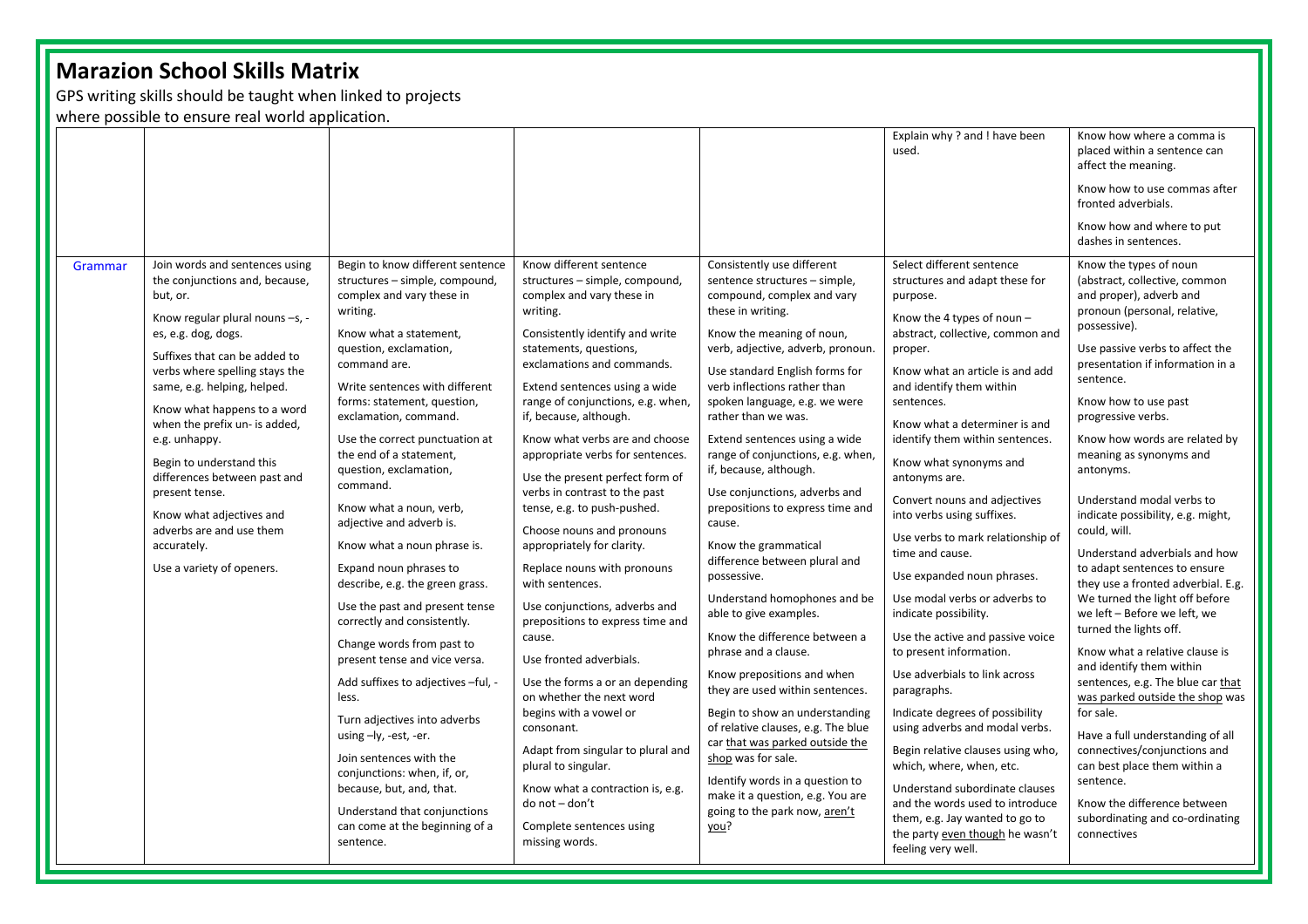# Marazion School Skills Matrix

GPS writing skills should be taught when linked to projects where possible to ensure real world application.

| | | | | | | |
|---|---|---|---|---|---|---|
| | | | | | Explain why ? and ! have been used. | Know how where a comma is placed within a sentence can affect the meaning.<br><br>Know how to use commas after fronted adverbials.<br><br>Know how and where to put dashes in sentences. |
| Grammar | Join words and sentences using the conjunctions and, because, but, or.<br><br>Know regular plural nouns –s, -es, e.g. dog, dogs.<br><br>Suffixes that can be added to verbs where spelling stays the same, e.g. helping, helped.<br><br>Know what happens to a word when the prefix un- is added, e.g. unhappy.<br><br>Begin to understand this differences between past and present tense.<br><br>Know what adjectives and adverbs are and use them accurately.<br><br>Use a variety of openers. | Begin to know different sentence structures – simple, compound, complex and vary these in writing.<br><br>Know what a statement, question, exclamation, command are.<br><br>Write sentences with different forms: statement, question, exclamation, command.<br><br>Use the correct punctuation at the end of a statement, question, exclamation, command.<br><br>Know what a noun, verb, adjective and adverb is.<br><br>Know what a noun phrase is.<br><br>Expand noun phrases to describe, e.g. the green grass.<br><br>Use the past and present tense correctly and consistently.<br><br>Change words from past to present tense and vice versa.<br><br>Add suffixes to adjectives –ful, -less.<br><br>Turn adjectives into adverbs using –ly, -est, -er.<br><br>Join sentences with the conjunctions: when, if, or, because, but, and, that.<br><br>Understand that conjunctions can come at the beginning of a sentence. | Know different sentence structures – simple, compound, complex and vary these in writing.<br><br>Consistently identify and write statements, questions, exclamations and commands.<br><br>Extend sentences using a wide range of conjunctions, e.g. when, if, because, although.<br><br>Know what verbs are and choose appropriate verbs for sentences.<br><br>Use the present perfect form of verbs in contrast to the past tense, e.g. to push-pushed.<br><br>Choose nouns and pronouns appropriately for clarity.<br><br>Replace nouns with pronouns with sentences.<br><br>Use conjunctions, adverbs and prepositions to express time and cause.<br><br>Use fronted adverbials.<br><br>Use the forms a or an depending on whether the next word begins with a vowel or consonant.<br><br>Adapt from singular to plural and plural to singular.<br><br>Know what a contraction is, e.g. do not – don't<br><br>Complete sentences using missing words. | Consistently use different sentence structures – simple, compound, complex and vary these in writing.<br><br>Know the meaning of noun, verb, adjective, adverb, pronoun.<br><br>Use standard English forms for verb inflections rather than spoken language, e.g. we were rather than we was.<br><br>Extend sentences using a wide range of conjunctions, e.g. when, if, because, although.<br><br>Use conjunctions, adverbs and prepositions to express time and cause.<br><br>Know the grammatical difference between plural and possessive.<br><br>Understand homophones and be able to give examples.<br><br>Know the difference between a phrase and a clause.<br><br>Know prepositions and when they are used within sentences.<br><br>Begin to show an understanding of relative clauses, e.g. The blue car that was parked outside the shop was for sale.<br><br>Identify words in a question to make it a question, e.g. You are going to the park now, aren't you? | Select different sentence structures and adapt these for purpose.<br><br>Know the 4 types of noun – abstract, collective, common and proper.<br><br>Know what an article is and add and identify them within sentences.<br><br>Know what a determiner is and identify them within sentences.<br><br>Know what synonyms and antonyms are.<br><br>Convert nouns and adjectives into verbs using suffixes.<br><br>Use verbs to mark relationship of time and cause.<br><br>Use expanded noun phrases.<br><br>Use modal verbs or adverbs to indicate possibility.<br><br>Use the active and passive voice to present information.<br><br>Use adverbials to link across paragraphs.<br><br>Indicate degrees of possibility using adverbs and modal verbs.<br><br>Begin relative clauses using who, which, where, when, etc.<br><br>Understand subordinate clauses and the words used to introduce them, e.g. Jay wanted to go to the party even though he wasn't feeling very well. | Know the types of noun (abstract, collective, common and proper), adverb and pronoun (personal, relative, possessive).<br><br>Use passive verbs to affect the presentation if information in a sentence.<br><br>Know how to use past progressive verbs.<br><br>Know how words are related by meaning as synonyms and antonyms.<br><br>Understand modal verbs to indicate possibility, e.g. might, could, will.<br><br>Understand adverbials and how to adapt sentences to ensure they use a fronted adverbial. E.g. We turned the light off before we left – Before we left, we turned the lights off.<br><br>Know what a relative clause is and identify them within sentences, e.g. The blue car that was parked outside the shop was for sale.<br><br>Have a full understanding of all connectives/conjunctions and can best place them within a sentence.<br><br>Know the difference between subordinating and co-ordinating connectives |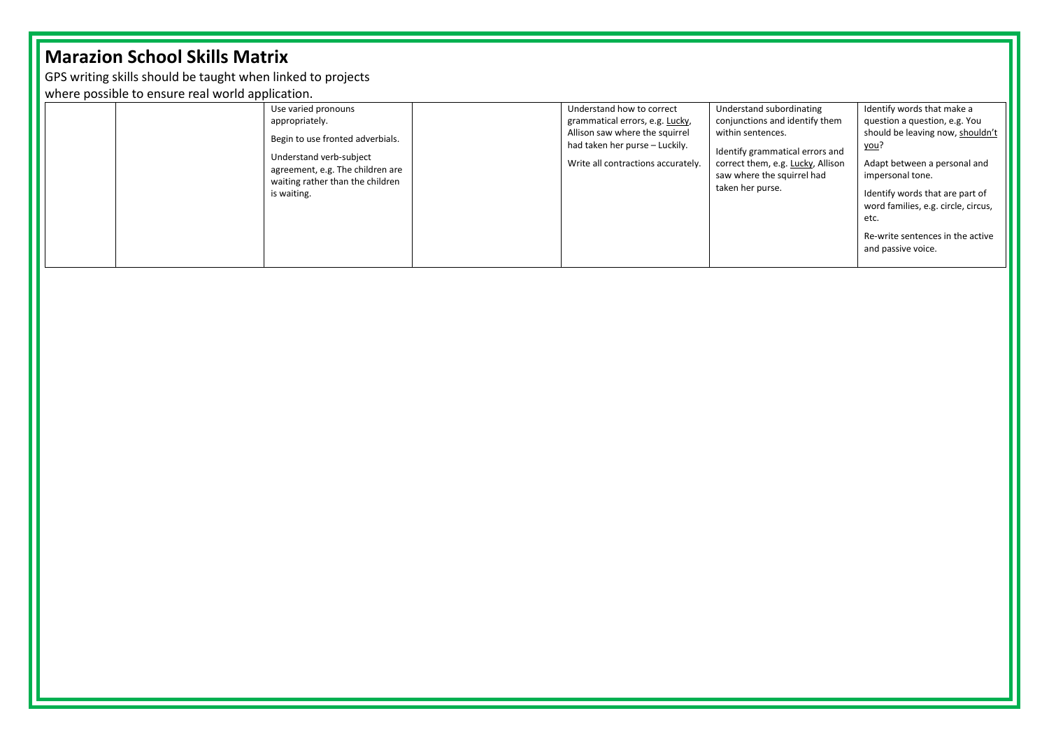# Marazion School Skills Matrix

GPS writing skills should be taught when linked to projects where possible to ensure real world application.

| | | | | | | |
|---|---|---|---|---|---|---|
| | | Use varied pronouns appropriately.<br><br>Begin to use fronted adverbials.<br><br>Understand verb-subject agreement, e.g. The children are waiting rather than the children is waiting. | | Understand how to correct grammatical errors, e.g. Lucky, Allison saw where the squirrel had taken her purse – Luckily.<br><br>Write all contractions accurately. | Understand subordinating conjunctions and identify them within sentences.<br><br>Identify grammatical errors and correct them, e.g. Lucky, Allison saw where the squirrel had taken her purse. | Identify words that make a question a question, e.g. You should be leaving now, shouldn't you?<br><br>Adapt between a personal and impersonal tone.<br><br>Identify words that are part of word families, e.g. circle, circus, etc.<br><br>Re-write sentences in the active and passive voice. |